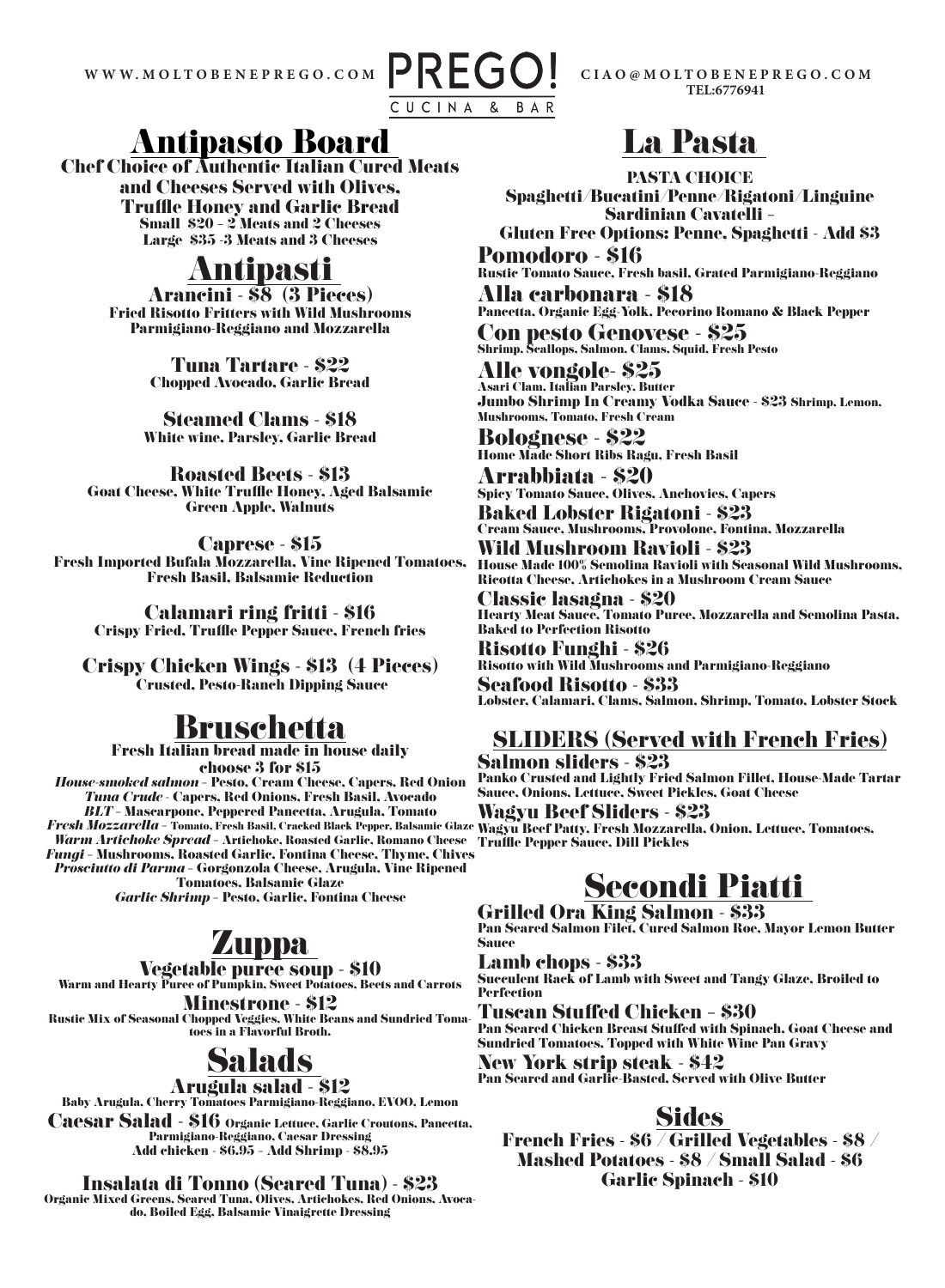WWW.MOLTOBENEPREGO.COM

# PREGO!
CUCINA & BAR

CIAO@MOLTOBENEPREGO.COM
TEL:6776941

## Antipasto Board

Chef Choice of Authentic Italian Cured Meats and Cheeses Served with Olives, Truffle Honey and Garlic Bread

Small $20 - 2 Meats and 2 Cheeses
Large $35 -3 Meats and 3 Cheeses

## Antipasti

**Arancini** - $8 (3 Pieces)
Fried Risotto Fritters with Wild Mushrooms Parmigiano-Reggiano and Mozzarella

**Tuna Tartare** - $22
Chopped Avocado, Garlic Bread

**Steamed Clams** - $18
White wine, Parsley, Garlic Bread

**Roasted Beets** - $13
Goat Cheese, White Truffle Honey, Aged Balsamic Green Apple, Walnuts

**Caprese** - $15
Fresh Imported Bufala Mozzarella, Vine Ripened Tomatoes, Fresh Basil, Balsamic Reduction

**Calamari ring fritti** - $16
Crispy Fried, Truffle Pepper Sauce, French fries

**Crispy Chicken Wings** - $13 (4 Pieces)
Crusted, Pesto-Ranch Dipping Sauce

## Bruschetta

Fresh Italian bread made in house daily
choose 3 for $15

*House-smoked salmon* - Pesto, Cream Cheese, Capers, Red Onion
*Tuna Crude* - Capers, Red Onions, Fresh Basil, Avocado
*BLT* - Mascarpone, Peppered Pancetta, Arugula, Tomato
*Fresh Mozzarella* - Tomato, Fresh Basil, Cracked Black Pepper, Balsamic Glaze
*Warm Artichoke Spread* - Artichoke, Roasted Garlic, Romano Cheese
*Fungi* - Mushrooms, Roasted Garlic, Fontina Cheese, Thyme, Chives
*Prosciutto di Parma* - Gorgonzola Cheese, Arugula, Vine Ripened Tomatoes, Balsamic Glaze
*Garlic Shrimp* - Pesto, Garlic, Fontina Cheese

## Zuppa

**Vegetable puree soup** - $10
Warm and Hearty Puree of Pumpkin, Sweet Potatoes, Beets and Carrots

**Minestrone** - $12
Rustic Mix of Seasonal Chopped Veggies, White Beans and Sundried Tomatoes in a Flavorful Broth.

## Salads

**Arugula salad** - $12
Baby Arugula, Cherry Tomatoes Parmigiano-Reggiano, EVOO, Lemon

**Caesar Salad** - $16 Organic Lettuce, Garlic Croutons, Pancetta, Parmigiano-Reggiano, Caesar Dressing
Add chicken - $6.95 - Add Shrimp - $8.95

**Insalata di Tonno (Seared Tuna)** - $23
Organic Mixed Greens, Seared Tuna, Olives, Artichokes, Red Onions, Avocado, Boiled Egg, Balsamic Vinaigrette Dressing

## La Pasta

PASTA CHOICE
Spaghetti/Bucatini/Penne/Rigatoni/Linguine
Sardinian Cavatelli -
Gluten Free Options: Penne, Spaghetti - Add $3

**Pomodoro** - $16
Rustic Tomato Sauce, Fresh basil, Grated Parmigiano-Reggiano

**Alla carbonara** - $18
Pancetta, Organic Egg-Yolk, Pecorino Romano & Black Pepper

**Con pesto Genovese** - $25
Shrimp, Scallops, Salmon, Clams, Squid, Fresh Pesto

**Alle vongole**- $25
Asari Clam, Italian Parsley, Butter

**Jumbo Shrimp In Creamy Vodka Sauce** - $23 Shrimp, Lemon, Mushrooms, Tomato, Fresh Cream

**Bolognese** - $22
Home Made Short Ribs Ragu, Fresh Basil

**Arrabbiata** - $20
Spicy Tomato Sauce, Olives, Anchovies, Capers

**Baked Lobster Rigatoni** - $23
Cream Sauce, Mushrooms, Provolone, Fontina, Mozzarella

**Wild Mushroom Ravioli** - $23
House Made 100% Semolina Ravioli with Seasonal Wild Mushrooms, Ricotta Cheese, Artichokes in a Mushroom Cream Sauce

**Classic lasagna** - $20
Hearty Meat Sauce, Tomato Puree, Mozzarella and Semolina Pasta, Baked to Perfection Risotto

**Risotto Funghi** - $26
Risotto with Wild Mushrooms and Parmigiano-Reggiano

**Seafood Risotto** - $33
Lobster, Calamari, Clams, Salmon, Shrimp, Tomato, Lobster Stock

## SLIDERS (Served with French Fries)

**Salmon sliders** - $23
Panko Crusted and Lightly Fried Salmon Fillet, House-Made Tartar Sauce, Onions, Lettuce, Sweet Pickles, Goat Cheese

**Wagyu Beef Sliders** - $23
Wagyu Beef Patty, Fresh Mozzarella, Onion, Lettuce, Tomatoes, Truffle Pepper Sauce, Dill Pickles

## Secondi Piatti

**Grilled Ora King Salmon** - $33
Pan Seared Salmon Filet, Cured Salmon Roe, Mayor Lemon Butter Sauce

**Lamb chops** - $33
Succulent Rack of Lamb with Sweet and Tangy Glaze, Broiled to Perfection

**Tuscan Stuffed Chicken** – $30
Pan Seared Chicken Breast Stuffed with Spinach, Goat Cheese and Sundried Tomatoes, Topped with White Wine Pan Gravy

**New York strip steak** - $42
Pan Seared and Garlic-Basted, Served with Olive Butter

## Sides

French Fries - $6 / Grilled Vegetables - $8 / Mashed Potatoes - $8 / Small Salad - $6
Garlic Spinach - $10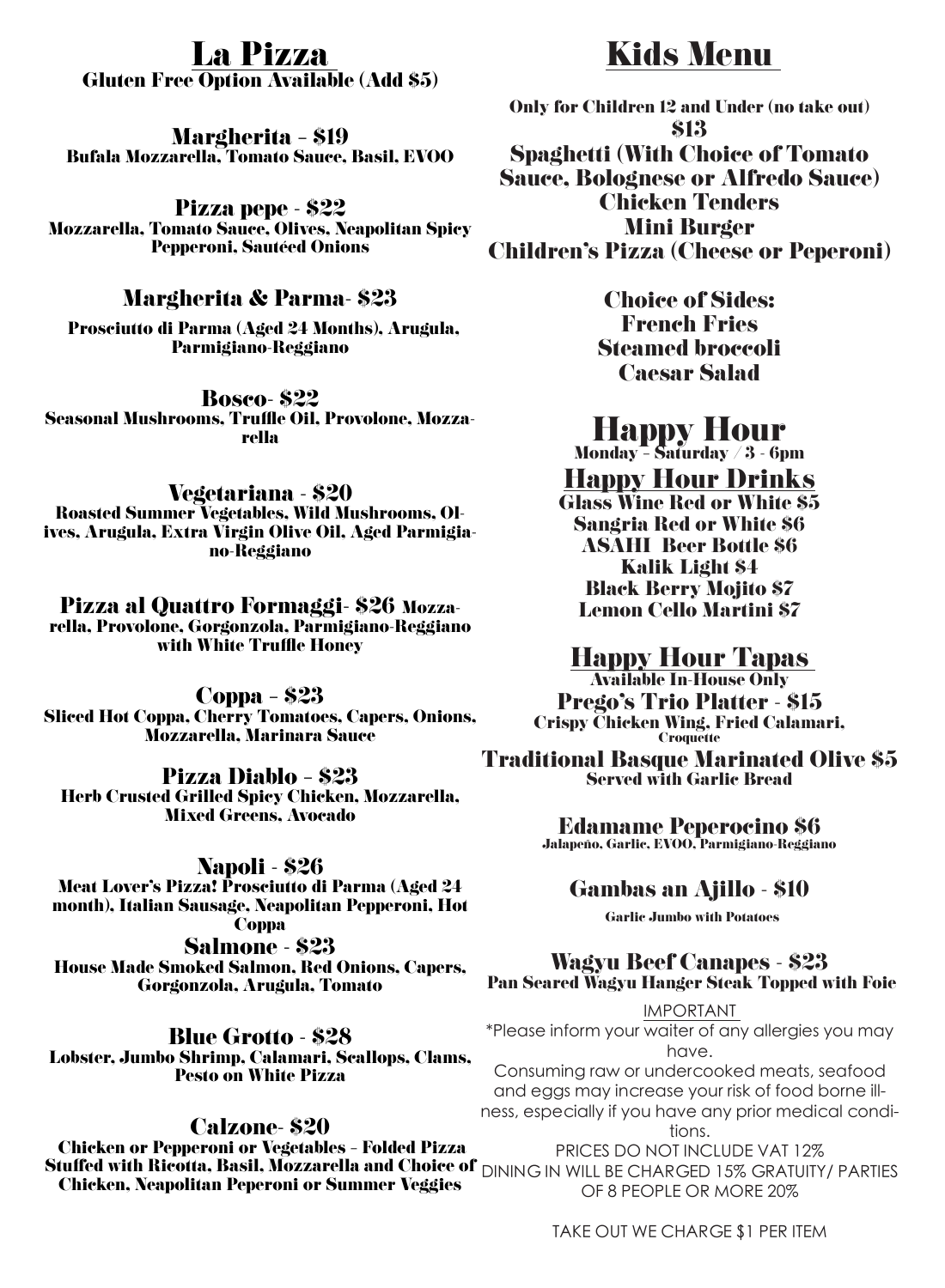# La Pizza

Gluten Free Option Available (Add $5)

**Margherita - $19**
Bufala Mozzarella, Tomato Sauce, Basil, EVOO

**Pizza pepe - $22**
Mozzarella, Tomato Sauce, Olives, Neapolitan Spicy Pepperoni, Sautéed Onions

**Margherita & Parma- $23**
Prosciutto di Parma (Aged 24 Months), Arugula, Parmigiano-Reggiano

**Bosco- $22**
Seasonal Mushrooms, Truffle Oil, Provolone, Mozzarella

**Vegetariana - $20**
Roasted Summer Vegetables, Wild Mushrooms, Olives, Arugula, Extra Virgin Olive Oil, Aged Parmigiano-Reggiano

**Pizza al Quattro Formaggi- $26**
Mozzarella, Provolone, Gorgonzola, Parmigiano-Reggiano with White Truffle Honey

**Coppa - $23**
Sliced Hot Coppa, Cherry Tomatoes, Capers, Onions, Mozzarella, Marinara Sauce

**Pizza Diablo - $23**
Herb Crusted Grilled Spicy Chicken, Mozzarella, Mixed Greens, Avocado

**Napoli - $26**
Meat Lover's Pizza! Prosciutto di Parma (Aged 24 month), Italian Sausage, Neapolitan Pepperoni, Hot Coppa

**Salmone - $23**
House Made Smoked Salmon, Red Onions, Capers, Gorgonzola, Arugula, Tomato

**Blue Grotto - $28**
Lobster, Jumbo Shrimp, Calamari, Scallops, Clams, Pesto on White Pizza

**Calzone- $20**
Chicken or Pepperoni or Vegetables - Folded Pizza Stuffed with Ricotta, Basil, Mozzarella and Choice of Chicken, Neapolitan Peperoni or Summer Veggies

# Kids Menu

Only for Children 12 and Under (no take out)

$13

Spaghetti (With Choice of Tomato Sauce, Bolognese or Alfredo Sauce)
Chicken Tenders
Mini Burger
Children's Pizza (Cheese or Peperoni)

**Choice of Sides:**
French Fries
Steamed broccoli
Caesar Salad

# Happy Hour

Monday - Saturday / 3 - 6pm

## Happy Hour Drinks

Glass Wine Red or White $5
Sangria Red or White $6
ASAHI Beer Bottle $6
Kalik Light $4
Black Berry Mojito $7
Lemon Cello Martini $7

## Happy Hour Tapas

Available In-House Only

**Prego's Trio Platter - $15**
Crispy Chicken Wing, Fried Calamari, Croquette

**Traditional Basque Marinated Olive $5**
Served with Garlic Bread

**Edamame Peperocino $6**
Jalapeño, Garlic, EVOO, Parmigiano-Reggiano

**Gambas an Ajillo - $10**
Garlic Jumbo with Potatoes

**Wagyu Beef Canapes - $23**
Pan Seared Wagyu Hanger Steak Topped with Foie

IMPORTANT

*Please inform your waiter of any allergies you may have.

Consuming raw or undercooked meats, seafood and eggs may increase your risk of food borne illness, especially if you have any prior medical conditions.

PRICES DO NOT INCLUDE VAT 12%

DINING IN WILL BE CHARGED 15% GRATUITY/ PARTIES OF 8 PEOPLE OR MORE 20%

TAKE OUT WE CHARGE $1 PER ITEM